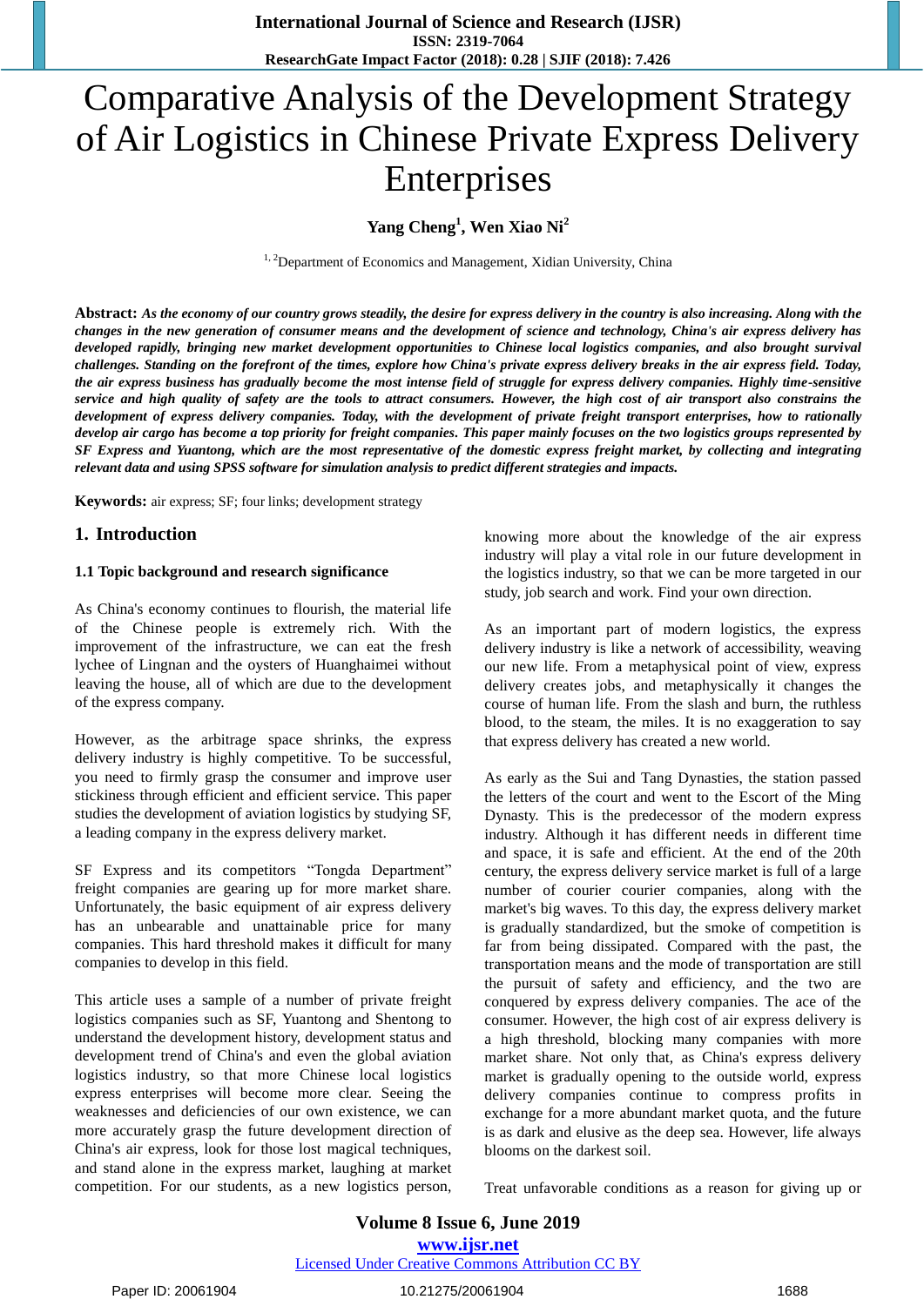# Comparative Analysis of the Development Strategy of Air Logistics in Chinese Private Express Delivery Enterprises

**Yang Cheng[1], Wen Xiao Ni[2]**

[1, 2]Department of Economics and Management, Xidian University, China

**Abstract:** ***As the economy of our country grows steadily, the desire for express delivery in the country is also increasing. Along with the changes in the new generation of consumer means and the development of science and technology, China's air express delivery has developed rapidly, bringing new market development opportunities to Chinese local logistics companies, and also brought survival challenges. Standing on the forefront of the times, explore how China's private express delivery breaks in the air express field. Today, the air express business has gradually become the most intense field of struggle for express delivery companies. Highly time-sensitive service and high quality of safety are the tools to attract consumers. However, the high cost of air transport also constrains the development of express delivery companies. Today, with the development of private freight transport enterprises, how to rationally develop air cargo has become a top priority for freight companies. This paper mainly focuses on the two logistics groups represented by SF Express and Yuantong, which are the most representative of the domestic express freight market, by collecting and integrating relevant data and using SPSS software for simulation analysis to predict different strategies and impacts.***

**Keywords:** air express; SF; four links; development strategy

## 1. Introduction

### 1.1 Topic background and research significance

As China's economy continues to flourish, the material life of the Chinese people is extremely rich. With the improvement of the infrastructure, we can eat the fresh lychee of Lingnan and the oysters of Huanghaimei without leaving the house, all of which are due to the development of the express company.

However, as the arbitrage space shrinks, the express delivery industry is highly competitive. To be successful, you need to firmly grasp the consumer and improve user stickiness through efficient and efficient service. This paper studies the development of aviation logistics by studying SF, a leading company in the express delivery market.

SF Express and its competitors "Tongda Department" freight companies are gearing up for more market share. Unfortunately, the basic equipment of air express delivery has an unbearable and unattainable price for many companies. This hard threshold makes it difficult for many companies to develop in this field.

This article uses a sample of a number of private freight logistics companies such as SF, Yuantong and Shentong to understand the development history, development status and development trend of China's and even the global aviation logistics industry, so that more Chinese local logistics express enterprises will become more clear. Seeing the weaknesses and deficiencies of our own existence, we can more accurately grasp the future development direction of China's air express, look for those lost magical techniques, and stand alone in the express market, laughing at market competition. For our students, as a new logistics person, knowing more about the knowledge of the air express industry will play a vital role in our future development in the logistics industry, so that we can be more targeted in our study, job search and work. Find your own direction.

As an important part of modern logistics, the express delivery industry is like a network of accessibility, weaving our new life. From a metaphysical point of view, express delivery creates jobs, and metaphysically it changes the course of human life. From the slash and burn, the ruthless blood, to the steam, the miles. It is no exaggeration to say that express delivery has created a new world.

As early as the Sui and Tang Dynasties, the station passed the letters of the court and went to the Escort of the Ming Dynasty. This is the predecessor of the modern express industry. Although it has different needs in different time and space, it is safe and efficient. At the end of the 20th century, the express delivery service market is full of a large number of courier courier companies, along with the market's big waves. To this day, the express delivery market is gradually standardized, but the smoke of competition is far from being dissipated. Compared with the past, the transportation means and the mode of transportation are still the pursuit of safety and efficiency, and the two are conquered by express delivery companies. The ace of the consumer. However, the high cost of air express delivery is a high threshold, blocking many companies with more market share. Not only that, as China's express delivery market is gradually opening to the outside world, express delivery companies continue to compress profits in exchange for a more abundant market quota, and the future is as dark and elusive as the deep sea. However, life always blooms on the darkest soil.

Treat unfavorable conditions as a reason for giving up or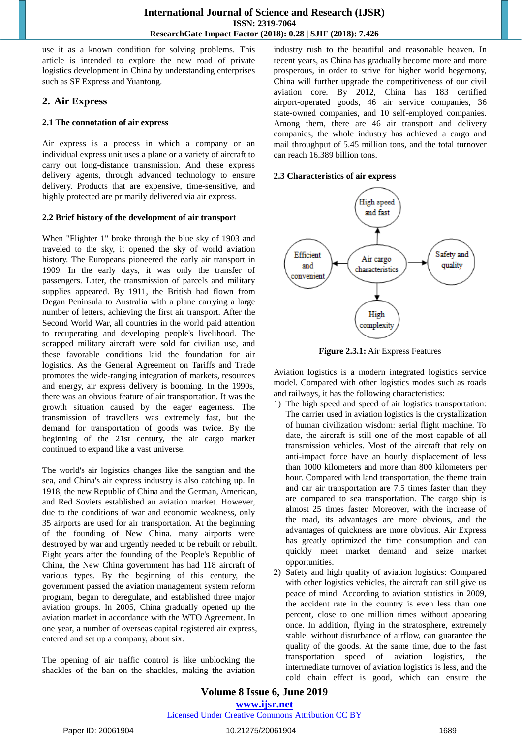use it as a known condition for solving problems. This article is intended to explore the new road of private logistics development in China by understanding enterprises such as SF Express and Yuantong.

## 2. Air Express

### 2.1 The connotation of air express

Air express is a process in which a company or an individual express unit uses a plane or a variety of aircraft to carry out long-distance transmission. And these express delivery agents, through advanced technology to ensure delivery. Products that are expensive, time-sensitive, and highly protected are primarily delivered via air express.

### 2.2 Brief history of the development of air transport

When "Flighter 1" broke through the blue sky of 1903 and traveled to the sky, it opened the sky of world aviation history. The Europeans pioneered the early air transport in 1909. In the early days, it was only the transfer of passengers. Later, the transmission of parcels and military supplies appeared. By 1911, the British had flown from Degan Peninsula to Australia with a plane carrying a large number of letters, achieving the first air transport. After the Second World War, all countries in the world paid attention to recuperating and developing people's livelihood. The scrapped military aircraft were sold for civilian use, and these favorable conditions laid the foundation for air logistics. As the General Agreement on Tariffs and Trade promotes the wide-ranging integration of markets, resources and energy, air express delivery is booming. In the 1990s, there was an obvious feature of air transportation. It was the growth situation caused by the eager eagerness. The transmission of travellers was extremely fast, but the demand for transportation of goods was twice. By the beginning of the 21st century, the air cargo market continued to expand like a vast universe.

The world's air logistics changes like the sangtian and the sea, and China's air express industry is also catching up. In 1918, the new Republic of China and the German, American, and Red Soviets established an aviation market. However, due to the conditions of war and economic weakness, only 35 airports are used for air transportation. At the beginning of the founding of New China, many airports were destroyed by war and urgently needed to be rebuilt or rebuilt. Eight years after the founding of the People's Republic of China, the New China government has had 118 aircraft of various types. By the beginning of this century, the government passed the aviation management system reform program, began to deregulate, and established three major aviation groups. In 2005, China gradually opened up the aviation market in accordance with the WTO Agreement. In one year, a number of overseas capital registered air express, entered and set up a company, about six.

The opening of air traffic control is like unblocking the shackles of the ban on the shackles, making the aviation industry rush to the beautiful and reasonable heaven. In recent years, as China has gradually become more and more prosperous, in order to strive for higher world hegemony, China will further upgrade the competitiveness of our civil aviation core. By 2012, China has 183 certified airport-operated goods, 46 air service companies, 36 state-owned companies, and 10 self-employed companies. Among them, there are 46 air transport and delivery companies, the whole industry has achieved a cargo and mail throughput of 5.45 million tons, and the total turnover can reach 16.389 billion tons.

### 2.3 Characteristics of air express

Air cargo characteristics → High speed and fast; Safety and quality; High complexity; Efficient and convenient

**Figure 2.3.1:** Air Express Features

Aviation logistics is a modern integrated logistics service model. Compared with other logistics modes such as roads and railways, it has the following characteristics:

1) The high speed and speed of air logistics transportation: The carrier used in aviation logistics is the crystallization of human civilization wisdom: aerial flight machine. To date, the aircraft is still one of the most capable of all transmission vehicles. Most of the aircraft that rely on anti-impact force have an hourly displacement of less than 1000 kilometers and more than 800 kilometers per hour. Compared with land transportation, the theme train and car air transportation are 7.5 times faster than they are compared to sea transportation. The cargo ship is almost 25 times faster. Moreover, with the increase of the road, its advantages are more obvious, and the advantages of quickness are more obvious. Air Express has greatly optimized the time consumption and can quickly meet market demand and seize market opportunities.
2) Safety and high quality of aviation logistics: Compared with other logistics vehicles, the aircraft can still give us peace of mind. According to aviation statistics in 2009, the accident rate in the country is even less than one percent, close to one million times without appearing once. In addition, flying in the stratosphere, extremely stable, without disturbance of airflow, can guarantee the quality of the goods. At the same time, due to the fast transportation speed of aviation logistics, the intermediate turnover of aviation logistics is less, and the cold chain effect is good, which can ensure the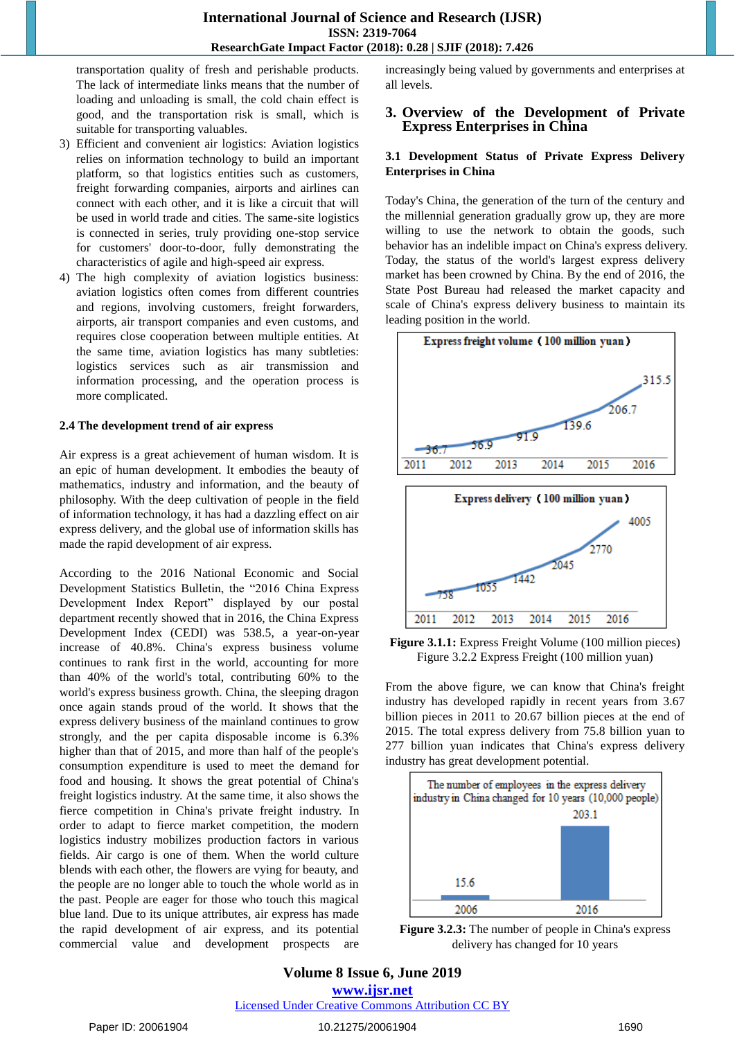transportation quality of fresh and perishable products. The lack of intermediate links means that the number of loading and unloading is small, the cold chain effect is good, and the transportation risk is small, which is suitable for transporting valuables.

3) Efficient and convenient air logistics: Aviation logistics relies on information technology to build an important platform, so that logistics entities such as customers, freight forwarding companies, airports and airlines can connect with each other, and it is like a circuit that will be used in world trade and cities. The same-site logistics is connected in series, truly providing one-stop service for customers' door-to-door, fully demonstrating the characteristics of agile and high-speed air express.
4) The high complexity of aviation logistics business: aviation logistics often comes from different countries and regions, involving customers, freight forwarders, airports, air transport companies and even customs, and requires close cooperation between multiple entities. At the same time, aviation logistics has many subtleties: logistics services such as air transmission and information processing, and the operation process is more complicated.

### 2.4 The development trend of air express

Air express is a great achievement of human wisdom. It is an epic of human development. It embodies the beauty of mathematics, industry and information, and the beauty of philosophy. With the deep cultivation of people in the field of information technology, it has had a dazzling effect on air express delivery, and the global use of information skills has made the rapid development of air express.

According to the 2016 National Economic and Social Development Statistics Bulletin, the "2016 China Express Development Index Report" displayed by our postal department recently showed that in 2016, the China Express Development Index (CEDI) was 538.5, a year-on-year increase of 40.8%. China's express business volume continues to rank first in the world, accounting for more than 40% of the world's total, contributing 60% to the world's express business growth. China, the sleeping dragon once again stands proud of the world. It shows that the express delivery business of the mainland continues to grow strongly, and the per capita disposable income is 6.3% higher than that of 2015, and more than half of the people's consumption expenditure is used to meet the demand for food and housing. It shows the great potential of China's freight logistics industry. At the same time, it also shows the fierce competition in China's private freight industry. In order to adapt to fierce market competition, the modern logistics industry mobilizes production factors in various fields. Air cargo is one of them. When the world culture blends with each other, the flowers are vying for beauty, and the people are no longer able to touch the whole world as in the past. People are eager for those who touch this magical blue land. Due to its unique attributes, air express has made the rapid development of air express, and its potential commercial value and development prospects are increasingly being valued by governments and enterprises at all levels.

## 3. Overview of the Development of Private Express Enterprises in China

### 3.1 Development Status of Private Express Delivery Enterprises in China

Today's China, the generation of the turn of the century and the millennial generation gradually grow up, they are more willing to use the network to obtain the goods, such behavior has an indelible impact on China's express delivery. Today, the status of the world's largest express delivery market has been crowned by China. By the end of 2016, the State Post Bureau had released the market capacity and scale of China's express delivery business to maintain its leading position in the world.

Express freight volume（100 million yuan）

| 2011 | 2012 | 2013 | 2014 | 2015 | 2016 |
|---|---|---|---|---|---|
| 36.7 | 56.9 | 91.9 | 139.6 | 206.7 | 315.5 |

Express delivery（100 million yuan）

| 2011 | 2012 | 2013 | 2014 | 2015 | 2016 |
|---|---|---|---|---|---|
| 758 | 1055 | 1442 | 2045 | 2770 | 4005 |

**Figure 3.1.1:** Express Freight Volume (100 million pieces)
Figure 3.2.2 Express Freight (100 million yuan)

From the above figure, we can know that China's freight industry has developed rapidly in recent years from 3.67 billion pieces in 2011 to 20.67 billion pieces at the end of 2015. The total express delivery from 75.8 billion yuan to 277 billion yuan indicates that China's express delivery industry has great development potential.

The number of employees in the express delivery industry in China changed for 10 years (10,000 people)

| 2006 | 2016 |
|---|---|
| 15.6 | 203.1 |

**Figure 3.2.3:** The number of people in China's express delivery has changed for 10 years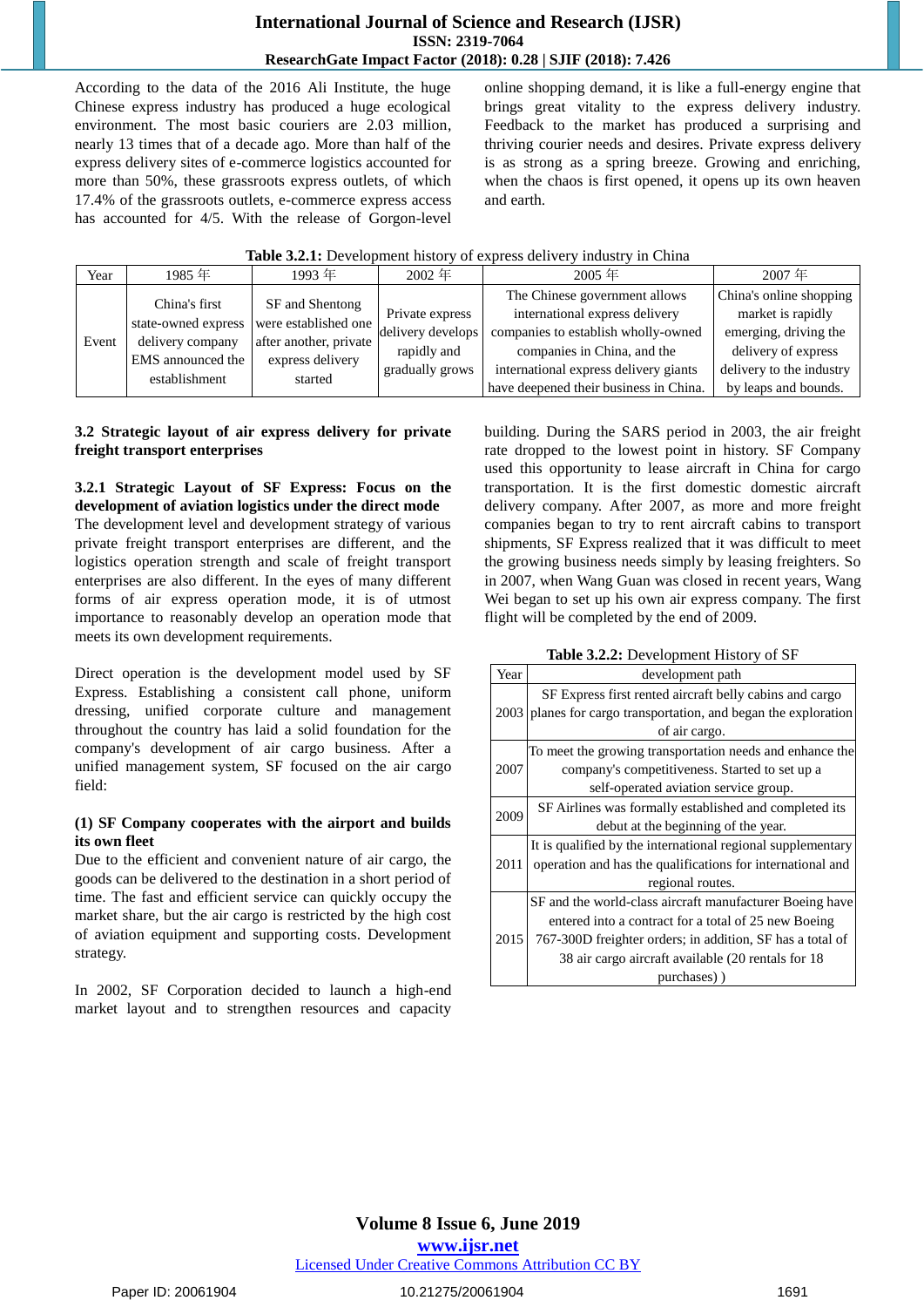According to the data of the 2016 Ali Institute, the huge Chinese express industry has produced a huge ecological environment. The most basic couriers are 2.03 million, nearly 13 times that of a decade ago. More than half of the express delivery sites of e-commerce logistics accounted for more than 50%, these grassroots express outlets, of which 17.4% of the grassroots outlets, e-commerce express access has accounted for 4/5. With the release of Gorgon-level online shopping demand, it is like a full-energy engine that brings great vitality to the express delivery industry. Feedback to the market has produced a surprising and thriving courier needs and desires. Private express delivery is as strong as a spring breeze. Growing and enriching, when the chaos is first opened, it opens up its own heaven and earth.

**Table 3.2.1:** Development history of express delivery industry in China

| Year | 1985 年 | 1993 年 | 2002 年 | 2005 年 | 2007 年 |
|---|---|---|---|---|---|
| Event | China's first state-owned express delivery company EMS announced the establishment | SF and Shentong were established one after another, private express delivery started | Private express delivery develops rapidly and gradually grows | The Chinese government allows international express delivery companies to establish wholly-owned companies in China, and the international express delivery giants have deepened their business in China. | China's online shopping market is rapidly emerging, driving the delivery of express delivery to the industry by leaps and bounds. |

## 3.2 Strategic layout of air express delivery for private freight transport enterprises

### 3.2.1 Strategic Layout of SF Express: Focus on the development of aviation logistics under the direct mode

The development level and development strategy of various private freight transport enterprises are different, and the logistics operation strength and scale of freight transport enterprises are also different. In the eyes of many different forms of air express operation mode, it is of utmost importance to reasonably develop an operation mode that meets its own development requirements.

Direct operation is the development model used by SF Express. Establishing a consistent call phone, uniform dressing, unified corporate culture and management throughout the country has laid a solid foundation for the company's development of air cargo business. After a unified management system, SF focused on the air cargo field:

**(1) SF Company cooperates with the airport and builds its own fleet**

Due to the efficient and convenient nature of air cargo, the goods can be delivered to the destination in a short period of time. The fast and efficient service can quickly occupy the market share, but the air cargo is restricted by the high cost of aviation equipment and supporting costs. Development strategy.

In 2002, SF Corporation decided to launch a high-end market layout and to strengthen resources and capacity building. During the SARS period in 2003, the air freight rate dropped to the lowest point in history. SF Company used this opportunity to lease aircraft in China for cargo transportation. It is the first domestic domestic aircraft delivery company. After 2007, as more and more freight companies began to try to rent aircraft cabins to transport shipments, SF Express realized that it was difficult to meet the growing business needs simply by leasing freighters. So in 2007, when Wang Guan was closed in recent years, Wang Wei began to set up his own air express company. The first flight will be completed by the end of 2009.

**Table 3.2.2:** Development History of SF

| Year | development path |
|---|---|
| 2003 | SF Express first rented aircraft belly cabins and cargo planes for cargo transportation, and began the exploration of air cargo. |
| 2007 | To meet the growing transportation needs and enhance the company's competitiveness. Started to set up a self-operated aviation service group. |
| 2009 | SF Airlines was formally established and completed its debut at the beginning of the year. |
| 2011 | It is qualified by the international regional supplementary operation and has the qualifications for international and regional routes. |
| 2015 | SF and the world-class aircraft manufacturer Boeing have entered into a contract for a total of 25 new Boeing 767-300D freighter orders; in addition, SF has a total of 38 air cargo aircraft available (20 rentals for 18 purchases) ) |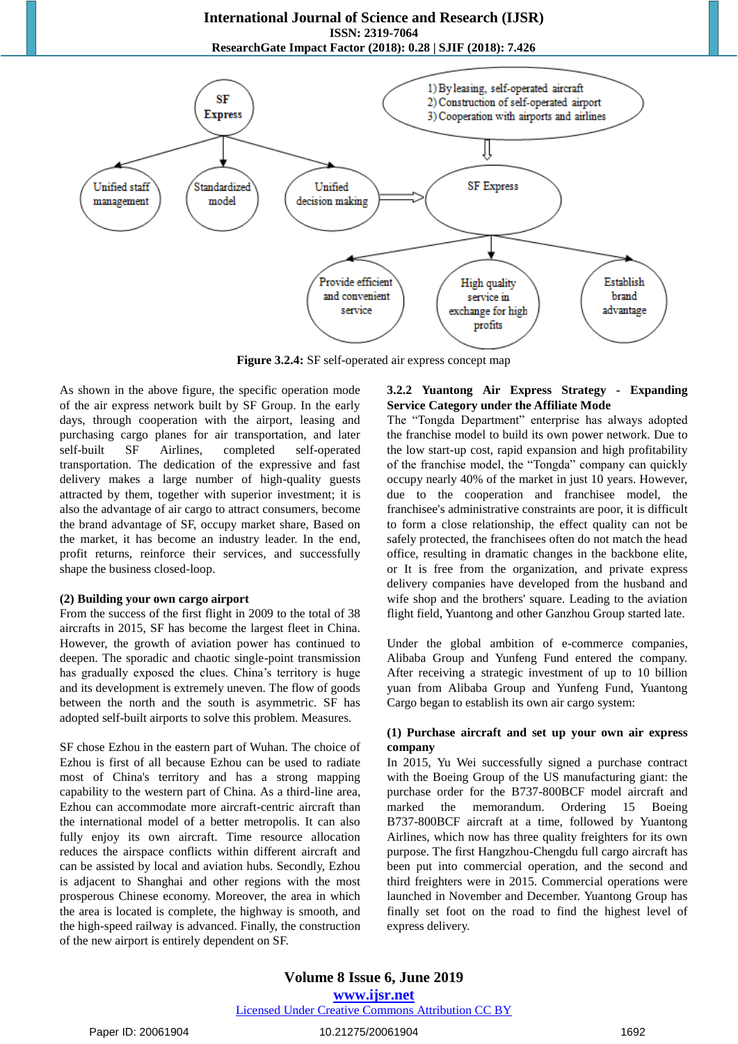**Figure 3.2.4:** SF self-operated air express concept map

As shown in the above figure, the specific operation mode of the air express network built by SF Group. In the early days, through cooperation with the airport, leasing and purchasing cargo planes for air transportation, and later self-built SF Airlines, completed self-operated transportation. The dedication of the expressive and fast delivery makes a large number of high-quality guests attracted by them, together with superior investment; it is also the advantage of air cargo to attract consumers, become the brand advantage of SF, occupy market share, Based on the market, it has become an industry leader. In the end, profit returns, reinforce their services, and successfully shape the business closed-loop.

**(2) Building your own cargo airport**

From the success of the first flight in 2009 to the total of 38 aircrafts in 2015, SF has become the largest fleet in China. However, the growth of aviation power has continued to deepen. The sporadic and chaotic single-point transmission has gradually exposed the clues. China's territory is huge and its development is extremely uneven. The flow of goods between the north and the south is asymmetric. SF has adopted self-built airports to solve this problem. Measures.

SF chose Ezhou in the eastern part of Wuhan. The choice of Ezhou is first of all because Ezhou can be used to radiate most of China's territory and has a strong mapping capability to the western part of China. As a third-line area, Ezhou can accommodate more aircraft-centric aircraft than the international model of a better metropolis. It can also fully enjoy its own aircraft. Time resource allocation reduces the airspace conflicts within different aircraft and can be assisted by local and aviation hubs. Secondly, Ezhou is adjacent to Shanghai and other regions with the most prosperous Chinese economy. Moreover, the area in which the area is located is complete, the highway is smooth, and the high-speed railway is advanced. Finally, the construction of the new airport is entirely dependent on SF.

### 3.2.2 Yuantong Air Express Strategy - Expanding Service Category under the Affiliate Mode

The "Tongda Department" enterprise has always adopted the franchise model to build its own power network. Due to the low start-up cost, rapid expansion and high profitability of the franchise model, the "Tongda" company can quickly occupy nearly 40% of the market in just 10 years. However, due to the cooperation and franchisee model, the franchisee's administrative constraints are poor, it is difficult to form a close relationship, the effect quality can not be safely protected, the franchisees often do not match the head office, resulting in dramatic changes in the backbone elite, or It is free from the organization, and private express delivery companies have developed from the husband and wife shop and the brothers' square. Leading to the aviation flight field, Yuantong and other Ganzhou Group started late.

Under the global ambition of e-commerce companies, Alibaba Group and Yunfeng Fund entered the company. After receiving a strategic investment of up to 10 billion yuan from Alibaba Group and Yunfeng Fund, Yuantong Cargo began to establish its own air cargo system:

**(1) Purchase aircraft and set up your own air express company**

In 2015, Yu Wei successfully signed a purchase contract with the Boeing Group of the US manufacturing giant: the purchase order for the B737-800BCF model aircraft and marked the memorandum. Ordering 15 Boeing B737-800BCF aircraft at a time, followed by Yuantong Airlines, which now has three quality freighters for its own purpose. The first Hangzhou-Chengdu full cargo aircraft has been put into commercial operation, and the second and third freighters were in 2015. Commercial operations were launched in November and December. Yuantong Group has finally set foot on the road to find the highest level of express delivery.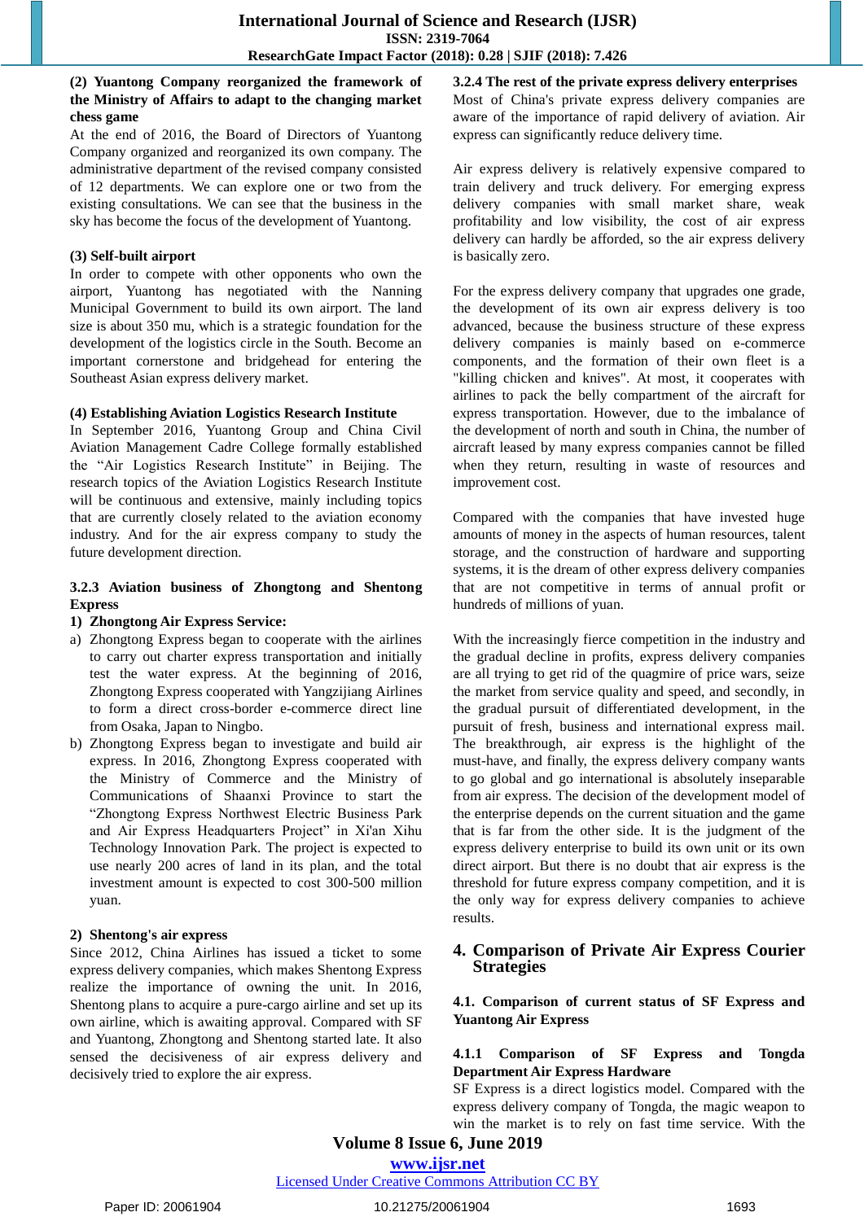**(2) Yuantong Company reorganized the framework of the Ministry of Affairs to adapt to the changing market chess game**

At the end of 2016, the Board of Directors of Yuantong Company organized and reorganized its own company. The administrative department of the revised company consisted of 12 departments. We can explore one or two from the existing consultations. We can see that the business in the sky has become the focus of the development of Yuantong.

**(3) Self-built airport**

In order to compete with other opponents who own the airport, Yuantong has negotiated with the Nanning Municipal Government to build its own airport. The land size is about 350 mu, which is a strategic foundation for the development of the logistics circle in the South. Become an important cornerstone and bridgehead for entering the Southeast Asian express delivery market.

**(4) Establishing Aviation Logistics Research Institute**

In September 2016, Yuantong Group and China Civil Aviation Management Cadre College formally established the "Air Logistics Research Institute" in Beijing. The research topics of the Aviation Logistics Research Institute will be continuous and extensive, mainly including topics that are currently closely related to the aviation economy industry. And for the air express company to study the future development direction.

### 3.2.3 Aviation business of Zhongtong and Shentong Express

**1) Zhongtong Air Express Service:**

a) Zhongtong Express began to cooperate with the airlines to carry out charter express transportation and initially test the water express. At the beginning of 2016, Zhongtong Express cooperated with Yangzijiang Airlines to form a direct cross-border e-commerce direct line from Osaka, Japan to Ningbo.
b) Zhongtong Express began to investigate and build air express. In 2016, Zhongtong Express cooperated with the Ministry of Commerce and the Ministry of Communications of Shaanxi Province to start the "Zhongtong Express Northwest Electric Business Park and Air Express Headquarters Project" in Xi'an Xihu Technology Innovation Park. The project is expected to use nearly 200 acres of land in its plan, and the total investment amount is expected to cost 300-500 million yuan.

**2) Shentong's air express**

Since 2012, China Airlines has issued a ticket to some express delivery companies, which makes Shentong Express realize the importance of owning the unit. In 2016, Shentong plans to acquire a pure-cargo airline and set up its own airline, which is awaiting approval. Compared with SF and Yuantong, Zhongtong and Shentong started late. It also sensed the decisiveness of air express delivery and decisively tried to explore the air express.

### 3.2.4 The rest of the private express delivery enterprises

Most of China's private express delivery companies are aware of the importance of rapid delivery of aviation. Air express can significantly reduce delivery time.

Air express delivery is relatively expensive compared to train delivery and truck delivery. For emerging express delivery companies with small market share, weak profitability and low visibility, the cost of air express delivery can hardly be afforded, so the air express delivery is basically zero.

For the express delivery company that upgrades one grade, the development of its own air express delivery is too advanced, because the business structure of these express delivery companies is mainly based on e-commerce components, and the formation of their own fleet is a "killing chicken and knives". At most, it cooperates with airlines to pack the belly compartment of the aircraft for express transportation. However, due to the imbalance of the development of north and south in China, the number of aircraft leased by many express companies cannot be filled when they return, resulting in waste of resources and improvement cost.

Compared with the companies that have invested huge amounts of money in the aspects of human resources, talent storage, and the construction of hardware and supporting systems, it is the dream of other express delivery companies that are not competitive in terms of annual profit or hundreds of millions of yuan.

With the increasingly fierce competition in the industry and the gradual decline in profits, express delivery companies are all trying to get rid of the quagmire of price wars, seize the market from service quality and speed, and secondly, in the gradual pursuit of differentiated development, in the pursuit of fresh, business and international express mail. The breakthrough, air express is the highlight of the must-have, and finally, the express delivery company wants to go global and go international is absolutely inseparable from air express. The decision of the development model of the enterprise depends on the current situation and the game that is far from the other side. It is the judgment of the express delivery enterprise to build its own airport or its own direct airport. But there is no doubt that air express is the threshold for future express company competition, and it is the only way for express delivery companies to achieve results.

## 4. Comparison of Private Air Express Courier Strategies

### 4.1. Comparison of current status of SF Express and Yuantong Air Express

#### 4.1.1 Comparison of SF Express and Tongda Department Air Express Hardware

SF Express is a direct logistics model. Compared with the express delivery company of Tongda, the magic weapon to win the market is to rely on fast time service. With the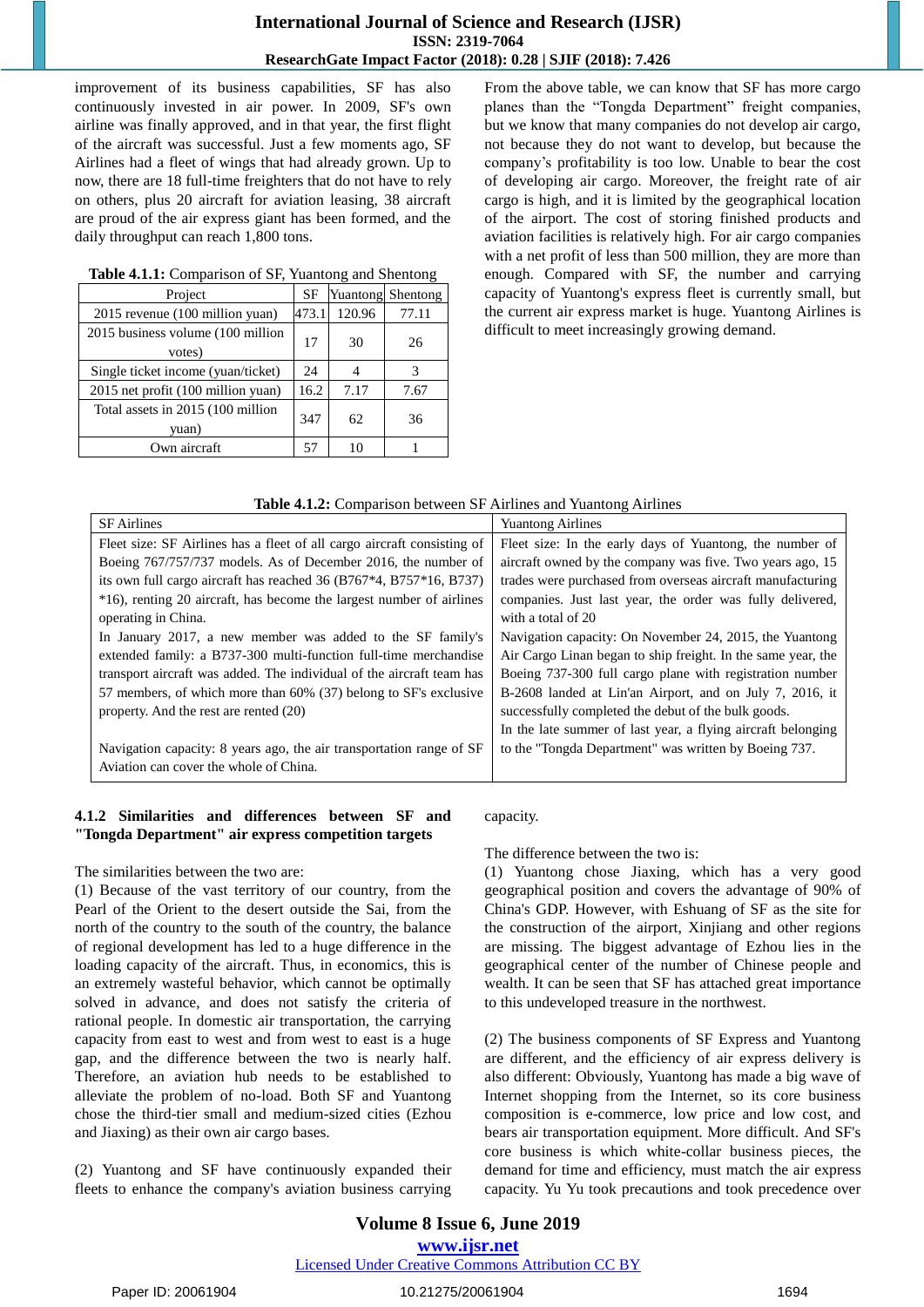improvement of its business capabilities, SF has also continuously invested in air power. In 2009, SF's own airline was finally approved, and in that year, the first flight of the aircraft was successful. Just a few moments ago, SF Airlines had a fleet of wings that had already grown. Up to now, there are 18 full-time freighters that do not have to rely on others, plus 20 aircraft for aviation leasing, 38 aircraft are proud of the air express giant has been formed, and the daily throughput can reach 1,800 tons.

**Table 4.1.1:** Comparison of SF, Yuantong and Shentong

| Project | SF | Yuantong | Shentong |
|---|---|---|---|
| 2015 revenue (100 million yuan) | 473.1 | 120.96 | 77.11 |
| 2015 business volume (100 million votes) | 17 | 30 | 26 |
| Single ticket income (yuan/ticket) | 24 | 4 | 3 |
| 2015 net profit (100 million yuan) | 16.2 | 7.17 | 7.67 |
| Total assets in 2015 (100 million yuan) | 347 | 62 | 36 |
| Own aircraft | 57 | 10 | 1 |

From the above table, we can know that SF has more cargo planes than the "Tongda Department" freight companies, but we know that many companies do not develop air cargo, not because they do not want to develop, but because the company's profitability is too low. Unable to bear the cost of developing air cargo. Moreover, the freight rate of air cargo is high, and it is limited by the geographical location of the airport. The cost of storing finished products and aviation facilities is relatively high. For air cargo companies with a net profit of less than 500 million, they are more than enough. Compared with SF, the number and carrying capacity of Yuantong's express fleet is currently small, but the current air express market is huge. Yuantong Airlines is difficult to meet increasingly growing demand.

**Table 4.1.2:** Comparison between SF Airlines and Yuantong Airlines

| SF Airlines | Yuantong Airlines |
|---|---|
| Fleet size: SF Airlines has a fleet of all cargo aircraft consisting of Boeing 767/757/737 models. As of December 2016, the number of its own full cargo aircraft has reached 36 (B767*4, B757*16, B737) *16), renting 20 aircraft, has become the largest number of airlines operating in China.<br>In January 2017, a new member was added to the SF family's extended family: a B737-300 multi-function full-time merchandise transport aircraft was added. The individual of the aircraft team has 57 members, of which more than 60% (37) belong to SF's exclusive property. And the rest are rented (20)<br><br>Navigation capacity: 8 years ago, the air transportation range of SF Aviation can cover the whole of China. | Fleet size: In the early days of Yuantong, the number of aircraft owned by the company was five. Two years ago, 15 trades were purchased from overseas aircraft manufacturing companies. Just last year, the order was fully delivered, with a total of 20<br>Navigation capacity: On November 24, 2015, the Yuantong Air Cargo Linan began to ship freight. In the same year, the Boeing 737-300 full cargo plane with registration number B-2608 landed at Lin'an Airport, and on July 7, 2016, it successfully completed the debut of the bulk goods.<br>In the late summer of last year, a flying aircraft belonging to the "Tongda Department" was written by Boeing 737. |

### 4.1.2 Similarities and differences between SF and "Tongda Department" air express competition targets

The similarities between the two are:

(1) Because of the vast territory of our country, from the Pearl of the Orient to the desert outside the Sai, from the north of the country to the south of the country, the balance of regional development has led to a huge difference in the loading capacity of the aircraft. Thus, in economics, this is an extremely wasteful behavior, which cannot be optimally solved in advance, and does not satisfy the criteria of rational people. In domestic air transportation, the carrying capacity from east to west and from west to east is a huge gap, and the difference between the two is nearly half. Therefore, an aviation hub needs to be established to alleviate the problem of no-load. Both SF and Yuantong chose the third-tier small and medium-sized cities (Ezhou and Jiaxing) as their own air cargo bases.

(2) Yuantong and SF have continuously expanded their fleets to enhance the company's aviation business carrying capacity.

The difference between the two is:

(1) Yuantong chose Jiaxing, which has a very good geographical position and covers the advantage of 90% of China's GDP. However, with Eshuang of SF as the site for the construction of the airport, Xinjiang and other regions are missing. The biggest advantage of Ezhou lies in the geographical center of the number of Chinese people and wealth. It can be seen that SF has attached great importance to this undeveloped treasure in the northwest.

(2) The business components of SF Express and Yuantong are different, and the efficiency of air express delivery is also different: Obviously, Yuantong has made a big wave of Internet shopping from the Internet, so its core business composition is e-commerce, low price and low cost, and bears air transportation equipment. More difficult. And SF's core business is which white-collar business pieces, the demand for time and efficiency, must match the air express capacity. Yu Yu took precautions and took precedence over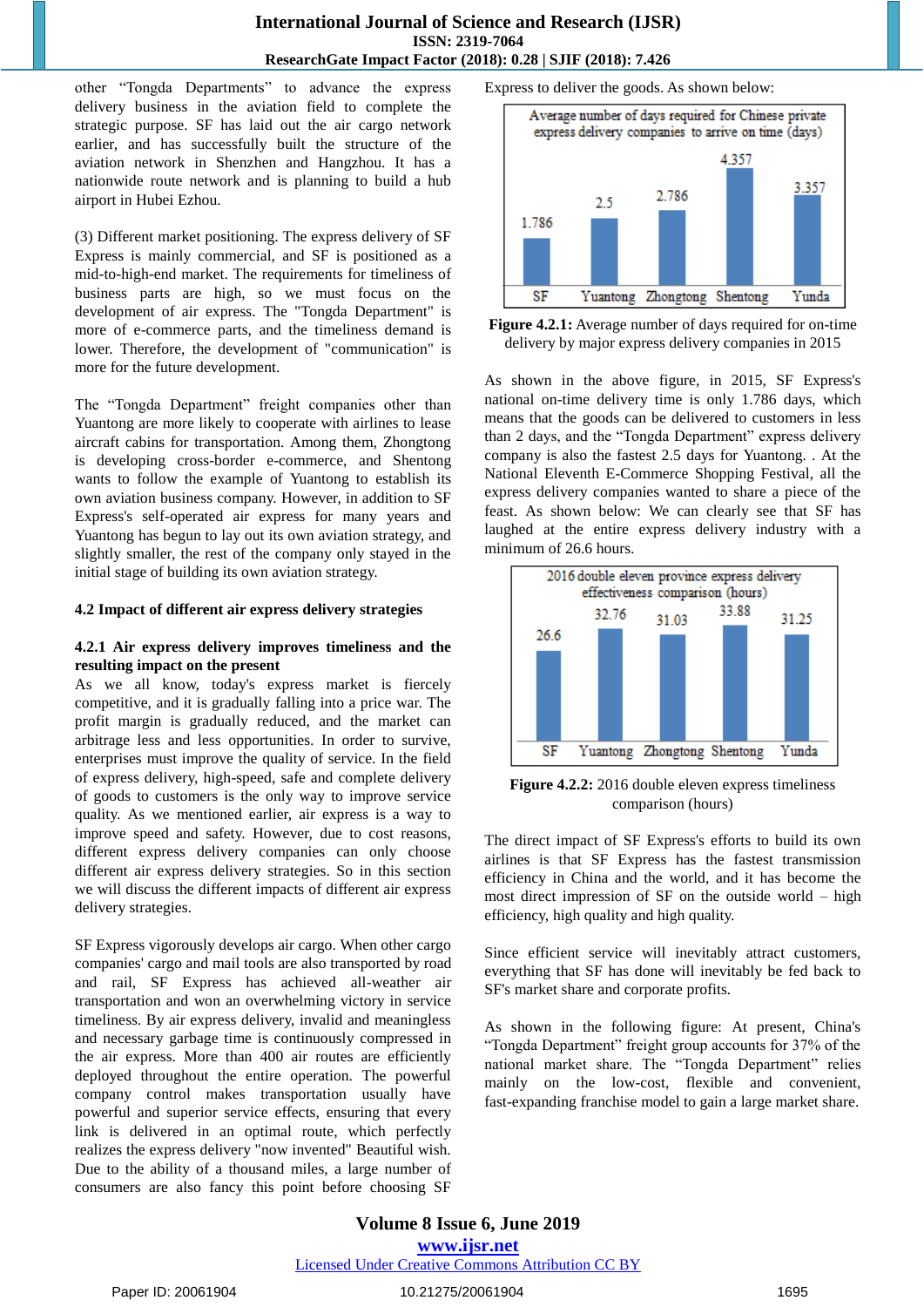other "Tongda Departments" to advance the express delivery business in the aviation field to complete the strategic purpose. SF has laid out the air cargo network earlier, and has successfully built the structure of the aviation network in Shenzhen and Hangzhou. It has a nationwide route network and is planning to build a hub airport in Hubei Ezhou.

(3) Different market positioning. The express delivery of SF Express is mainly commercial, and SF is positioned as a mid-to-high-end market. The requirements for timeliness of business parts are high, so we must focus on the development of air express. The "Tongda Department" is more of e-commerce parts, and the timeliness demand is lower. Therefore, the development of "communication" is more for the future development.

The "Tongda Department" freight companies other than Yuantong are more likely to cooperate with airlines to lease aircraft cabins for transportation. Among them, Zhongtong is developing cross-border e-commerce, and Shentong wants to follow the example of Yuantong to establish its own aviation business company. However, in addition to SF Express's self-operated air express for many years and Yuantong has begun to lay out its own aviation strategy, and slightly smaller, the rest of the company only stayed in the initial stage of building its own aviation strategy.

### 4.2 Impact of different air express delivery strategies

#### 4.2.1 Air express delivery improves timeliness and the resulting impact on the present

As we all know, today's express market is fiercely competitive, and it is gradually falling into a price war. The profit margin is gradually reduced, and the market can arbitrage less and less opportunities. In order to survive, enterprises must improve the quality of service. In the field of express delivery, high-speed, safe and complete delivery of goods to customers is the only way to improve service quality. As we mentioned earlier, air express is a way to improve speed and safety. However, due to cost reasons, different express delivery companies can only choose different air express delivery strategies. So in this section we will discuss the different impacts of different air express delivery strategies.

SF Express vigorously develops air cargo. When other cargo companies' cargo and mail tools are also transported by road and rail, SF Express has achieved all-weather air transportation and won an overwhelming victory in service timeliness. By air express delivery, invalid and meaningless and necessary garbage time is continuously compressed in the air express. More than 400 air routes are efficiently deployed throughout the entire operation. The powerful company control makes transportation usually have powerful and superior service effects, ensuring that every link is delivered in an optimal route, which perfectly realizes the express delivery "now invented" Beautiful wish. Due to the ability of a thousand miles, a large number of consumers are also fancy this point before choosing SF Express to deliver the goods. As shown below:

Average number of days required for Chinese private express delivery companies to arrive on time (days)

| SF | Yuantong | Zhongtong | Shentong | Yunda |
|---|---|---|---|---|
| 1.786 | 2.5 | 2.786 | 4.357 | 3.357 |

**Figure 4.2.1:** Average number of days required for on-time delivery by major express delivery companies in 2015

As shown in the above figure, in 2015, SF Express's national on-time delivery time is only 1.786 days, which means that the goods can be delivered to customers in less than 2 days, and the "Tongda Department" express delivery company is also the fastest 2.5 days for Yuantong. . At the National Eleventh E-Commerce Shopping Festival, all the express delivery companies wanted to share a piece of the feast. As shown below: We can clearly see that SF has laughed at the entire express delivery industry with a minimum of 26.6 hours.

2016 double eleven province express delivery effectiveness comparison (hours)

| SF | Yuantong | Zhongtong | Shentong | Yunda |
|---|---|---|---|---|
| 26.6 | 32.76 | 31.03 | 33.88 | 31.25 |

**Figure 4.2.2:** 2016 double eleven express timeliness comparison (hours)

The direct impact of SF Express's efforts to build its own airlines is that SF Express has the fastest transmission efficiency in China and the world, and it has become the most direct impression of SF on the outside world – high efficiency, high quality and high quality.

Since efficient service will inevitably attract customers, everything that SF has done will inevitably be fed back to SF's market share and corporate profits.

As shown in the following figure: At present, China's "Tongda Department" freight group accounts for 37% of the national market share. The "Tongda Department" relies mainly on the low-cost, flexible and convenient, fast-expanding franchise model to gain a large market share.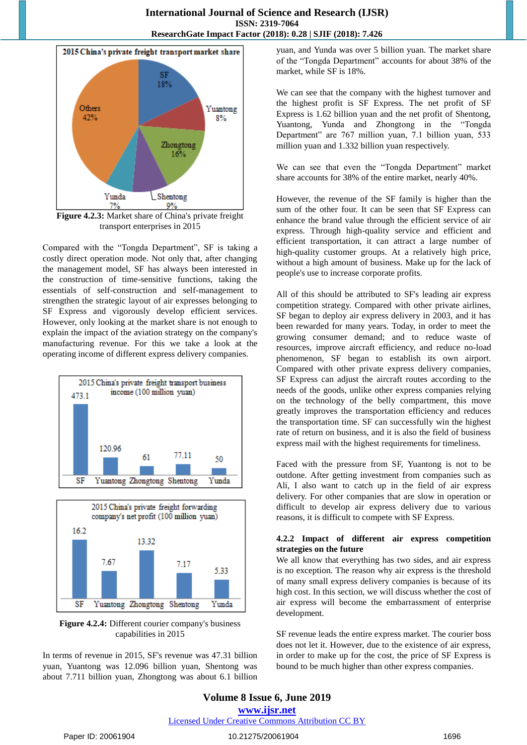Figure 4.2.3: Market share of China's private freight transport enterprises in 2015

Compared with the "Tongda Department", SF is taking a costly direct operation mode. Not only that, after changing the management model, SF has always been interested in the construction of time-sensitive functions, taking the essentials of self-construction and self-management to strengthen the strategic layout of air expresses belonging to SF Express and vigorously develop efficient services. However, only looking at the market share is not enough to explain the impact of the aviation strategy on the company's manufacturing revenue. For this we take a look at the operating income of different express delivery companies.

**Figure 4.2.4:** Different courier company's business capabilities in 2015

In terms of revenue in 2015, SF's revenue was 47.31 billion yuan, Yuantong was 12.096 billion yuan, Shentong was about 7.711 billion yuan, Zhongtong was about 6.1 billion yuan, and Yunda was over 5 billion yuan. The market share of the "Tongda Department" accounts for about 38% of the market, while SF is 18%.

We can see that the company with the highest turnover and the highest profit is SF Express. The net profit of SF Express is 1.62 billion yuan and the net profit of Shentong, Yuantong, Yunda and Zhongtong in the "Tongda Department" are 767 million yuan, 7.1 billion yuan, 533 million yuan and 1.332 billion yuan respectively.

We can see that even the "Tongda Department" market share accounts for 38% of the entire market, nearly 40%.

However, the revenue of the SF family is higher than the sum of the other four. It can be seen that SF Express can enhance the brand value through the efficient service of air express. Through high-quality service and efficient and efficient transportation, it can attract a large number of high-quality customer groups. At a relatively high price, without a high amount of business. Make up for the lack of people's use to increase corporate profits.

All of this should be attributed to SF's leading air express competition strategy. Compared with other private airlines, SF began to deploy air express delivery in 2003, and it has been rewarded for many years. Today, in order to meet the growing consumer demand; and to reduce waste of resources, improve aircraft efficiency, and reduce no-load phenomenon, SF began to establish its own airport. Compared with other private express delivery companies, SF Express can adjust the aircraft routes according to the needs of the goods, unlike other express companies relying on the technology of the belly compartment, this move greatly improves the transportation efficiency and reduces the transportation time. SF can successfully win the highest rate of return on business, and it is also the field of business express mail with the highest requirements for timeliness.

Faced with the pressure from SF, Yuantong is not to be outdone. After getting investment from companies such as Ali, I also want to catch up in the field of air express delivery. For other companies that are slow in operation or difficult to develop air express delivery due to various reasons, it is difficult to compete with SF Express.

### 4.2.2 Impact of different air express competition strategies on the future

We all know that everything has two sides, and air express is no exception. The reason why air express is the threshold of many small express delivery companies is because of its high cost. In this section, we will discuss whether the cost of air express will become the embarrassment of enterprise development.

SF revenue leads the entire express market. The courier boss does not let it. However, due to the existence of air express, in order to make up for the cost, the price of SF Express is bound to be much higher than other express companies.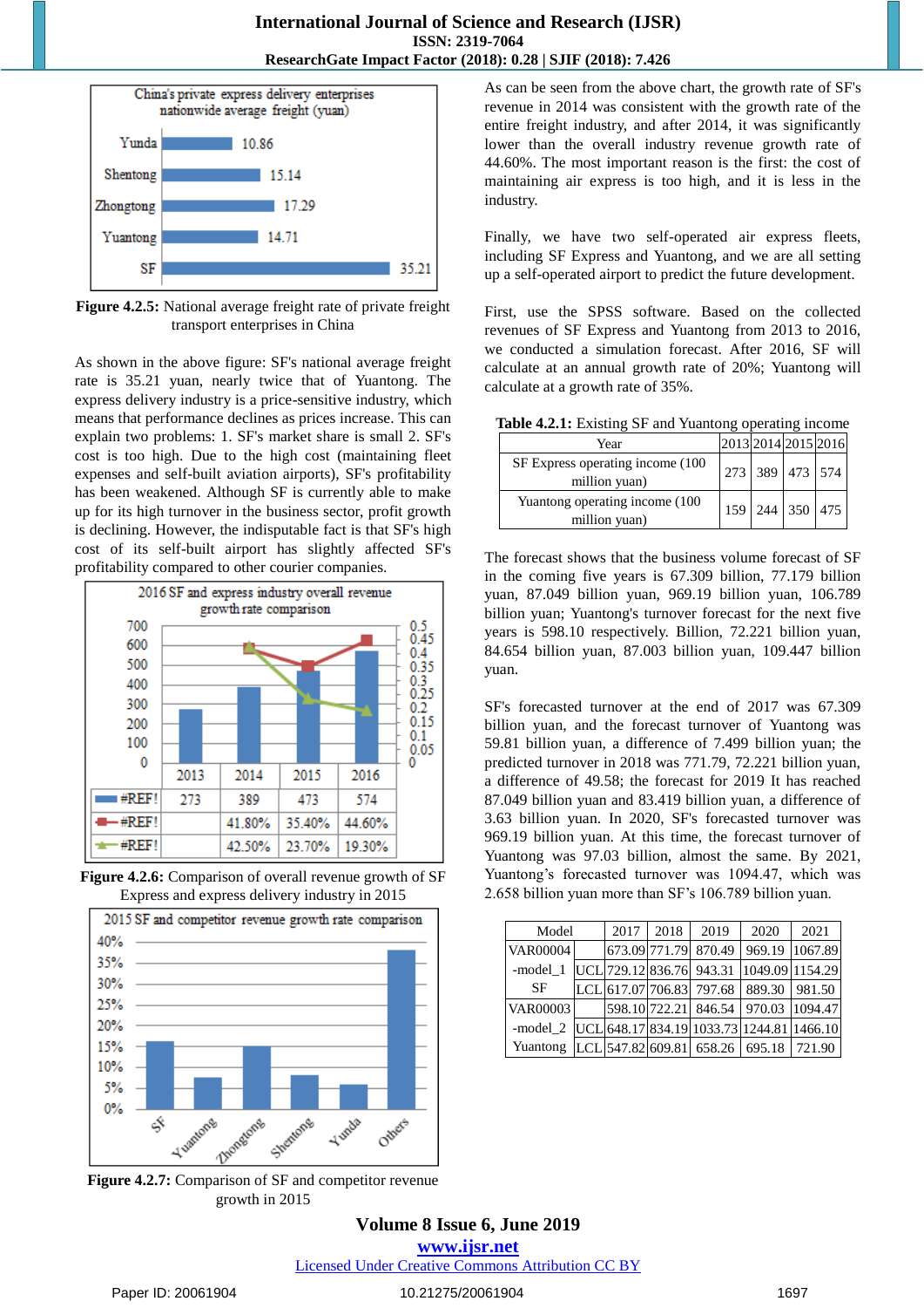Figure 4.2.5: National average freight rate of private freight transport enterprises in China

As shown in the above figure: SF's national average freight rate is 35.21 yuan, nearly twice that of Yuantong. The express delivery industry is a price-sensitive industry, which means that performance declines as prices increase. This can explain two problems: 1. SF's market share is small 2. SF's cost is too high. Due to the high cost (maintaining fleet expenses and self-built aviation airports), SF's profitability has been weakened. Although SF is currently able to make up for its high turnover in the business sector, profit growth is declining. However, the indisputable fact is that SF's high cost of its self-built airport has slightly affected SF's profitability compared to other courier companies.

**Figure 4.2.6:** Comparison of overall revenue growth of SF Express and express delivery industry in 2015

**Figure 4.2.7:** Comparison of SF and competitor revenue growth in 2015

As can be seen from the above chart, the growth rate of SF's revenue in 2014 was consistent with the growth rate of the entire freight industry, and after 2014, it was significantly lower than the overall industry revenue growth rate of 44.60%. The most important reason is the first: the cost of maintaining air express is too high, and it is less in the industry.

Finally, we have two self-operated air express fleets, including SF Express and Yuantong, and we are all setting up a self-operated airport to predict the future development.

First, use the SPSS software. Based on the collected revenues of SF Express and Yuantong from 2013 to 2016, we conducted a simulation forecast. After 2016, SF will calculate at an annual growth rate of 20%; Yuantong will calculate at a growth rate of 35%.

**Table 4.2.1:** Existing SF and Yuantong operating income

| Year | 2013 | 2014 | 2015 | 2016 |
|---|---|---|---|---|
| SF Express operating income (100 million yuan) | 273 | 389 | 473 | 574 |
| Yuantong operating income (100 million yuan) | 159 | 244 | 350 | 475 |

The forecast shows that the business volume forecast of SF in the coming five years is 67.309 billion, 77.179 billion yuan, 87.049 billion yuan, 969.19 billion yuan, 106.789 billion yuan; Yuantong's turnover forecast for the next five years is 598.10 respectively. Billion, 72.221 billion yuan, 84.654 billion yuan, 87.003 billion yuan, 109.447 billion yuan.

SF's forecasted turnover at the end of 2017 was 67.309 billion yuan, and the forecast turnover of Yuantong was 59.81 billion yuan, a difference of 7.499 billion yuan; the predicted turnover in 2018 was 771.79, 72.221 billion yuan, a difference of 49.58; the forecast for 2019 It has reached 87.049 billion yuan and 83.419 billion yuan, a difference of 3.63 billion yuan. In 2020, SF's forecasted turnover was 969.19 billion yuan. At this time, the forecast turnover of Yuantong was 97.03 billion, almost the same. By 2021, Yuantong's forecasted turnover was 1094.47, which was 2.658 billion yuan more than SF's 106.789 billion yuan.

| Model | | 2017 | 2018 | 2019 | 2020 | 2021 |
|---|---|---|---|---|---|---|
| VAR00004 -model_1 SF | | 673.09 | 771.79 | 870.49 | 969.19 | 1067.89 |
| | UCL | 729.12 | 836.76 | 943.31 | 1049.09 | 1154.29 |
| | LCL | 617.07 | 706.83 | 797.68 | 889.30 | 981.50 |
| VAR00003 -model_2 Yuantong | | 598.10 | 722.21 | 846.54 | 970.03 | 1094.47 |
| | UCL | 648.17 | 834.19 | 1033.73 | 1244.81 | 1466.10 |
| | LCL | 547.82 | 609.81 | 658.26 | 695.18 | 721.90 |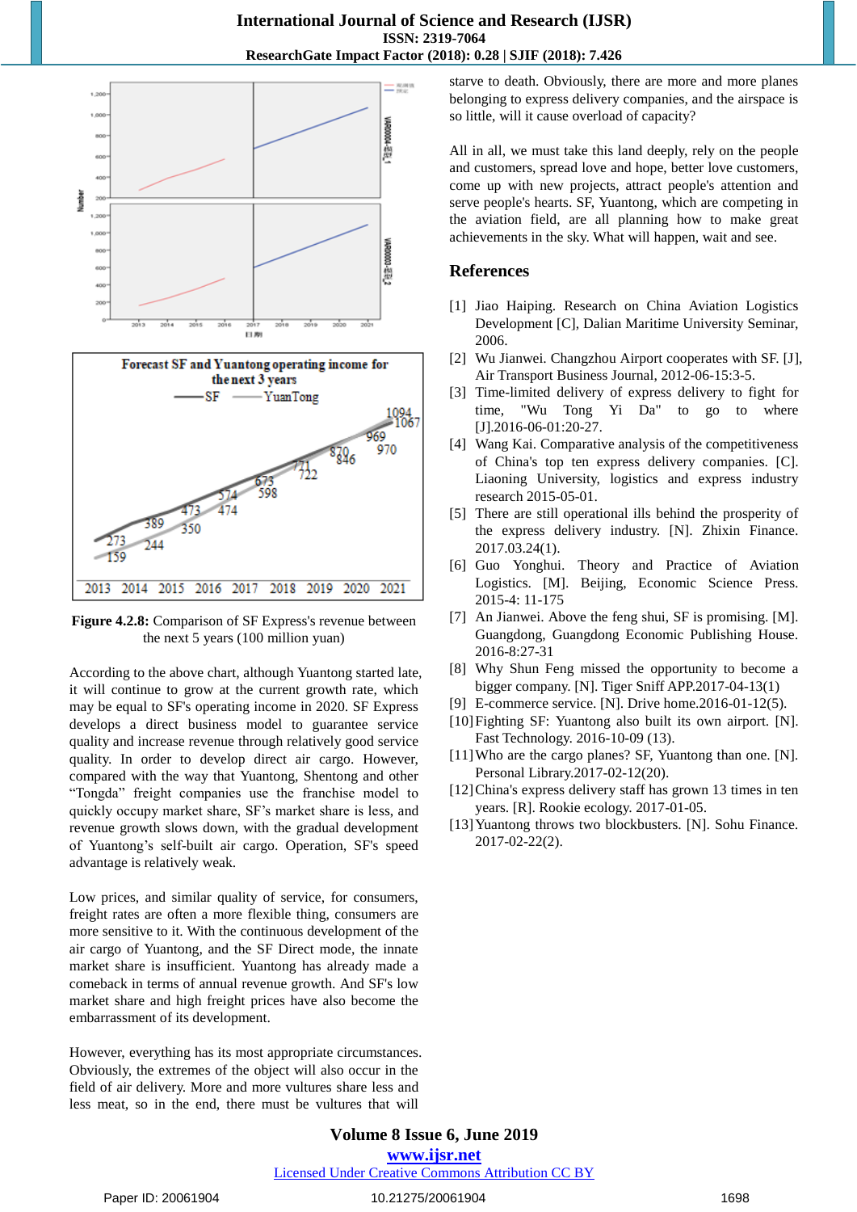Number

1,200
1,000
800
600
400
200

VAR00004-1
VAR00003-2

2013 2014 2015 2016 2017 2018 2019 2020 2021

Forecast SF and Yuantong operating income for the next 3 years

SF — YuanTong

1094
1067
969
970
870
846
771
722
673
598
574
474
473
350
389
244
273
159

2013 2014 2015 2016 2017 2018 2019 2020 2021

**Figure 4.2.8:** Comparison of SF Express's revenue between the next 5 years (100 million yuan)

According to the above chart, although Yuantong started late, it will continue to grow at the current growth rate, which may be equal to SF's operating income in 2020. SF Express develops a direct business model to guarantee service quality and increase revenue through relatively good service quality. In order to develop direct air cargo. However, compared with the way that Yuantong, Shentong and other "Tongda" freight companies use the franchise model to quickly occupy market share, SF's market share is less, and revenue growth slows down, with the gradual development of Yuantong's self-built air cargo. Operation, SF's speed advantage is relatively weak.

Low prices, and similar quality of service, for consumers, freight rates are often a more flexible thing, consumers are more sensitive to it. With the continuous development of the air cargo of Yuantong, and the SF Direct mode, the innate market share is insufficient. Yuantong has already made a comeback in terms of annual revenue growth. And SF's low market share and high freight prices have also become the embarrassment of its development.

However, everything has its most appropriate circumstances. Obviously, the extremes of the object will also occur in the field of air delivery. More and more vultures share less and less meat, so in the end, there must be vultures that will starve to death. Obviously, there are more and more planes belonging to express delivery companies, and the airspace is so little, will it cause overload of capacity?

All in all, we must take this land deeply, rely on the people and customers, spread love and hope, better love customers, come up with new projects, attract people's attention and serve people's hearts. SF, Yuantong, which are competing in the aviation field, are all planning how to make great achievements in the sky. What will happen, wait and see.

## References

[1] Jiao Haiping. Research on China Aviation Logistics Development [C], Dalian Maritime University Seminar, 2006.

[2] Wu Jianwei. Changzhou Airport cooperates with SF. [J], Air Transport Business Journal, 2012-06-15:3-5.

[3] Time-limited delivery of express delivery to fight for time, "Wu Tong Yi Da" to go to where [J].2016-06-01:20-27.

[4] Wang Kai. Comparative analysis of the competitiveness of China's top ten express delivery companies. [C]. Liaoning University, logistics and express industry research 2015-05-01.

[5] There are still operational ills behind the prosperity of the express delivery industry. [N]. Zhixin Finance. 2017.03.24(1).

[6] Guo Yonghui. Theory and Practice of Aviation Logistics. [M]. Beijing, Economic Science Press. 2015-4: 11-175

[7] An Jianwei. Above the feng shui, SF is promising. [M]. Guangdong, Guangdong Economic Publishing House. 2016-8:27-31

[8] Why Shun Feng missed the opportunity to become a bigger company. [N]. Tiger Sniff APP.2017-04-13(1)

[9] E-commerce service. [N]. Drive home.2016-01-12(5).

[10] Fighting SF: Yuantong also built its own airport. [N]. Fast Technology. 2016-10-09 (13).

[11] Who are the cargo planes? SF, Yuantong than one. [N]. Personal Library.2017-02-12(20).

[12] China's express delivery staff has grown 13 times in ten years. [R]. Rookie ecology. 2017-01-05.

[13] Yuantong throws two blockbusters. [N]. Sohu Finance. 2017-02-22(2).